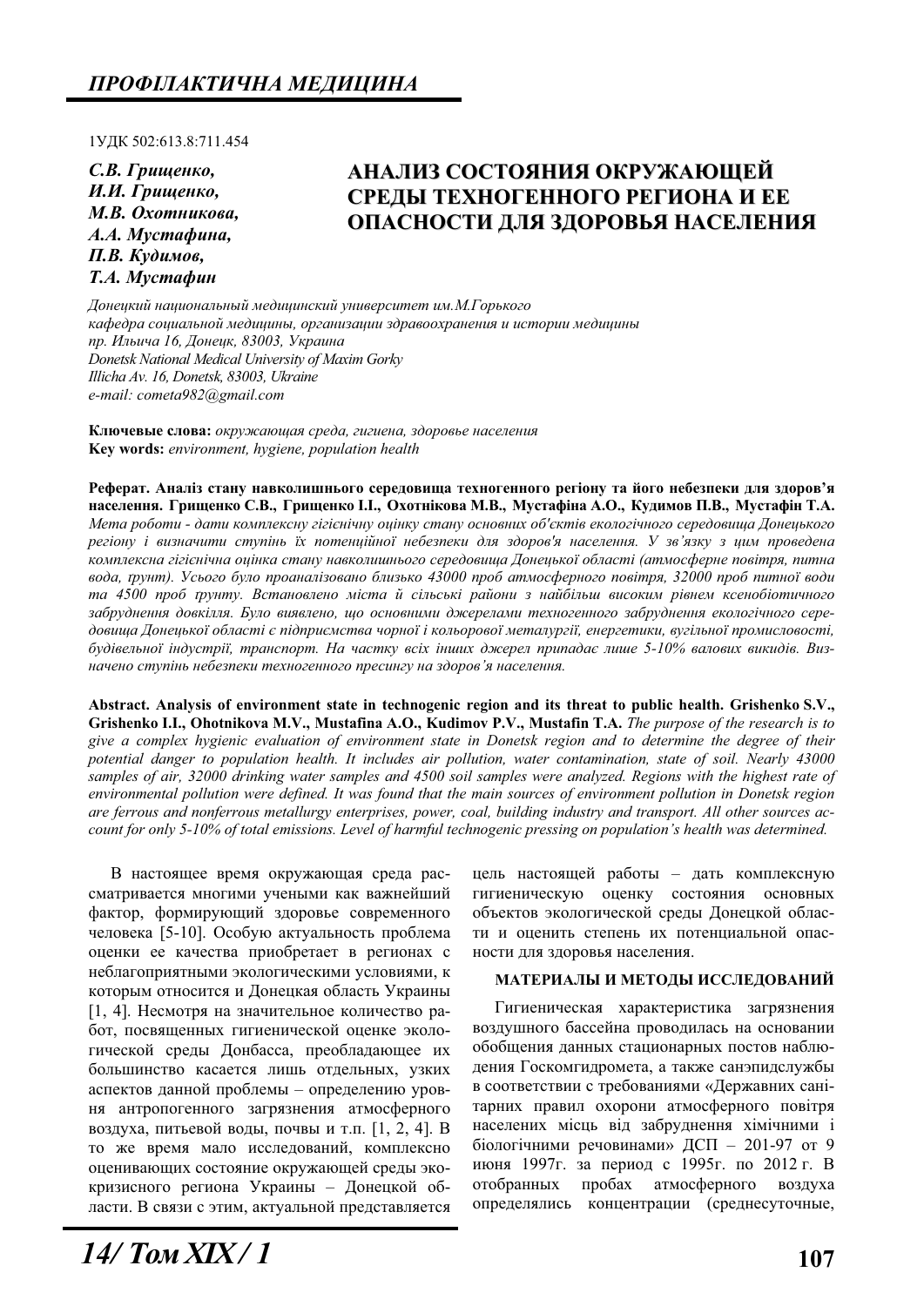## *ПРОФІЛАКТИЧНА МЕДИЦИНА*

1УДК 502:613.8:711.454

***С.В. Грищенко, И.И. Грищенко, М.В. Охотникова, А.А. Мустафина, П.В. Кудимов, Т.А. Мустафин***

# АНАЛИЗ СОСТОЯНИЯ ОКРУЖАЮЩЕЙ СРЕДЫ ТЕХНОГЕННОГО РЕГИОНА И ЕЕ ОПАСНОСТИ ДЛЯ ЗДОРОВЬЯ НАСЕЛЕНИЯ

*Донецкий национальный медицинский университет им.М.Горького*
*кафедра социальной медицины, организации здравоохранения и истории медицины*
*пр. Ильича 16, Донецк, 83003, Украина*
*Donetsk National Medical University of Maxim Gorky*
*Illicha Av. 16, Donetsk, 83003, Ukraine*
*e-mail: cometa982@gmail.com*

**Ключевые слова:** *окружающая среда, гигиена, здоровье населения*
**Key words:** *environment, hygiene, population health*

**Реферат. Аналіз стану навколишнього середовища техногенного регіону та його небезпеки для здоров'я населення. Грищенко С.В., Грищенко І.І., Охотнікова М.В., Мустафіна А.О., Кудимов П.В., Мустафін Т.А.** *Мета роботи - дати комплексну гігієнічну оцінку стану основних об'єктів екологічного середовища Донецького регіону і визначити ступінь їх потенційної небезпеки для здоров'я населення. У зв'язку з цим проведена комплексна гігієнічна оцінка стану навколишнього середовища Донецької області (атмосферне повітря, питна вода, ґрунт). Усього було проаналізовано близько 43000 проб атмосферного повітря, 32000 проб питної води та 4500 проб ґрунту. Встановлено міста й сільські райони з найбільш високим рівнем ксенобіотичного забруднення довкілля. Було виявлено, що основними джерелами техногенного забруднення екологічного середовища Донецької області є підприємства чорної і кольорової металургії, енергетики, вугільної промисловості, будівельної індустрії, транспорт. На частку всіх інших джерел припадає лише 5-10% валових викидів. Визначено ступінь небезпеки техногенного пресингу на здоров'я населення.*

**Abstract. Analysis of environment state in technogenic region and its threat to public health. Grishenko S.V., Grishenko I.I., Ohotnikova M.V., Mustafina A.O., Kudimov P.V., Mustafin T.A.** *The purpose of the research is to give a complex hygienic evaluation of environment state in Donetsk region and to determine the degree of their potential danger to population health. It includes air pollution, water contamination, state of soil. Nearly 43000 samples of air, 32000 drinking water samples and 4500 soil samples were analyzed. Regions with the highest rate of environmental pollution were defined. It was found that the main sources of environment pollution in Donetsk region are ferrous and nonferrous metallurgy enterprises, power, coal, building industry and transport. All other sources account for only 5-10% of total emissions. Level of harmful technogenic pressing on population's health was determined.*

В настоящее время окружающая среда рассматривается многими учеными как важнейший фактор, формирующий здоровье современного человека [5-10]. Особую актуальность проблема оценки ее качества приобретает в регионах с неблагоприятными экологическими условиями, к которым относится и Донецкая область Украины [1, 4]. Несмотря на значительное количество работ, посвященных гигиенической оценке экологической среды Донбасса, преобладающее их большинство касается лишь отдельных, узких аспектов данной проблемы – определению уровня антропогенного загрязнения атмосферного воздуха, питьевой воды, почвы и т.п. [1, 2, 4]. В то же время мало исследований, комплексно оценивающих состояние окружающей среды экокризисного региона Украины – Донецкой области. В связи с этим, актуальной представляется цель настоящей работы – дать комплексную гигиеническую оценку состояния основных объектов экологической среды Донецкой области и оценить степень их потенциальной опасности для здоровья населения.

## МАТЕРИАЛЫ И МЕТОДЫ ИССЛЕДОВАНИЙ

Гигиеническая характеристика загрязнения воздушного бассейна проводилась на основании обобщения данных стационарных постов наблюдения Госкомгидромета, а также санэпидслужбы в соответствии с требованиями «Державних санітарних правил охорони атмосферного повітря населених місць від забруднення хімічними і біологічними речовинами» ДСП – 201-97 от 9 июня 1997г. за период с 1995г. по 2012 г. В отобранных пробах атмосферного воздуха определялись концентрации (среднесуточные,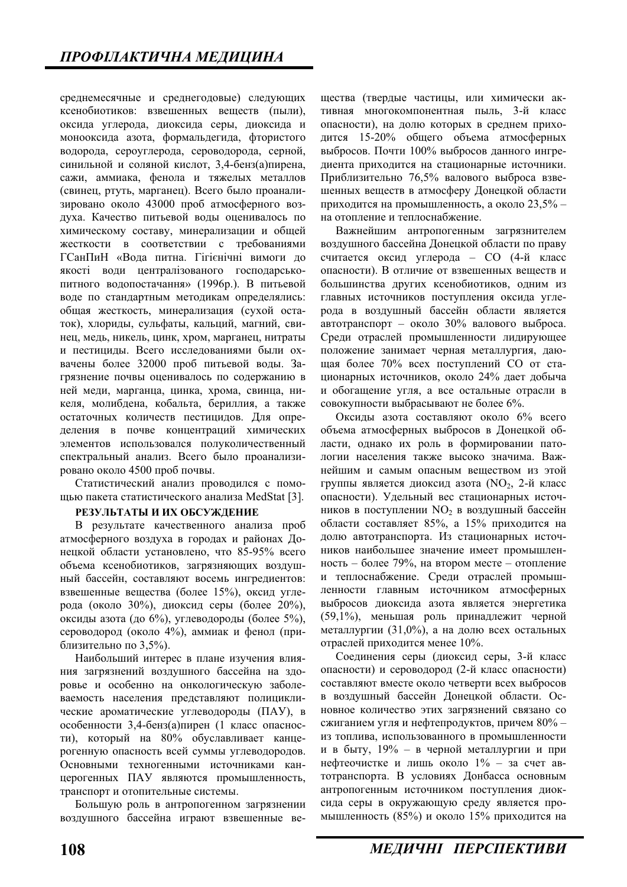среднемесячные и среднегодовые) следующих ксенобиотиков: взвешенных веществ (пыли), оксида углерода, диоксида серы, диоксида и монооксида азота, формальдегида, фтористого водорода, сероуглерода, сероводорода, серной, синильной и соляной кислот, 3,4-бенз(а)пирена, сажи, аммиака, фенола и тяжелых металлов (свинец, ртуть, марганец). Всего было проанализировано около 43000 проб атмосферного воздуха. Качество питьевой воды оценивалось по химическому составу, минерализации и общей жесткости в соответствии с требованиями ГСанПиН «Вода питна. Гігієнічні вимоги до якості води централізованого господарсько-питного водопостачання» (1996р.). В питьевой воде по стандартным методикам определялись: общая жесткость, минерализация (сухой остаток), хлориды, сульфаты, кальций, магний, свинец, медь, никель, цинк, хром, марганец, нитраты и пестициды. Всего исследованиями были охвачены более 32000 проб питьевой воды. Загрязнение почвы оценивалось по содержанию в ней меди, марганца, цинка, хрома, свинца, никеля, молибдена, кобальта, бериллия, а также остаточных количеств пестицидов. Для определения в почве концентраций химических элементов использовался полуколичественный спектральный анализ. Всего было проанализировано около 4500 проб почвы.

Статистический анализ проводился с помощью пакета статистического анализа MedStat [3].

**РЕЗУЛЬТАТЫ И ИХ ОБСУЖДЕНИЕ**

В результате качественного анализа проб атмосферного воздуха в городах и районах Донецкой области установлено, что 85-95% всего объема ксенобиотиков, загрязняющих воздушный бассейн, составляют восемь ингредиентов: взвешенные вещества (более 15%), оксид углерода (около 30%), диоксид серы (более 20%), оксиды азота (до 6%), углеводороды (более 5%), сероводород (около 4%), аммиак и фенол (приблизительно по 3,5%).

Наибольший интерес в плане изучения влияния загрязнений воздушного бассейна на здоровье и особенно на онкологическую заболеваемость населения представляют полициклические ароматические углеводороды (ПАУ), в особенности 3,4-бенз(а)пирен (1 класс опасности), который на 80% обуславливает канцерогенную опасность всей суммы углеводородов. Основными техногенными источниками канцерогенных ПАУ являются промышленность, транспорт и отопительные системы.

Большую роль в антропогенном загрязнении воздушного бассейна играют взвешенные вещества (твердые частицы, или химически активная многокомпонентная пыль, 3-й класс опасности), на долю которых в среднем приходится 15-20% общего объема атмосферных выбросов. Почти 100% выбросов данного ингредиента приходится на стационарные источники. Приблизительно 76,5% валового выброса взвешенных веществ в атмосферу Донецкой области приходится на промышленность, а около 23,5% – на отопление и теплоснабжение.

Важнейшим антропогенным загрязнителем воздушного бассейна Донецкой области по праву считается оксид углерода – CO (4-й класс опасности). В отличие от взвешенных веществ и большинства других ксенобиотиков, одним из главных источников поступления оксида углерода в воздушный бассейн области является автотранспорт – около 30% валового выброса. Среди отраслей промышленности лидирующее положение занимает черная металлургия, дающая более 70% всех поступлений CO от стационарных источников, около 24% дает добыча и обогащение угля, а все остальные отрасли в совокупности выбрасывают не более 6%.

Оксиды азота составляют около 6% всего объема атмосферных выбросов в Донецкой области, однако их роль в формировании патологии населения также высоко значима. Важнейшим и самым опасным веществом из этой группы является диоксид азота ($NO_2$, 2-й класс опасности). Удельный вес стационарных источников в поступлении $NO_2$ в воздушный бассейн области составляет 85%, а 15% приходится на долю автотранспорта. Из стационарных источников наибольшее значение имеет промышленность – более 79%, на втором месте – отопление и теплоснабжение. Среди отраслей промышленности главным источником атмосферных выбросов диоксида азота является энергетика (59,1%), меньшая роль принадлежит черной металлургии (31,0%), а на долю всех остальных отраслей приходится менее 10%.

Соединения серы (диоксид серы, 3-й класс опасности) и сероводород (2-й класс опасности) составляют вместе около четверти всех выбросов в воздушный бассейн Донецкой области. Основное количество этих загрязнений связано со сжиганием угля и нефтепродуктов, причем 80% – из топлива, использованного в промышленности и в быту, 19% – в черной металлургии и при нефтеочистке и лишь около 1% – за счет автотранспорта. В условиях Донбасса основным антропогенным источником поступления диоксида серы в окружающую среду является промышленность (85%) и около 15% приходится на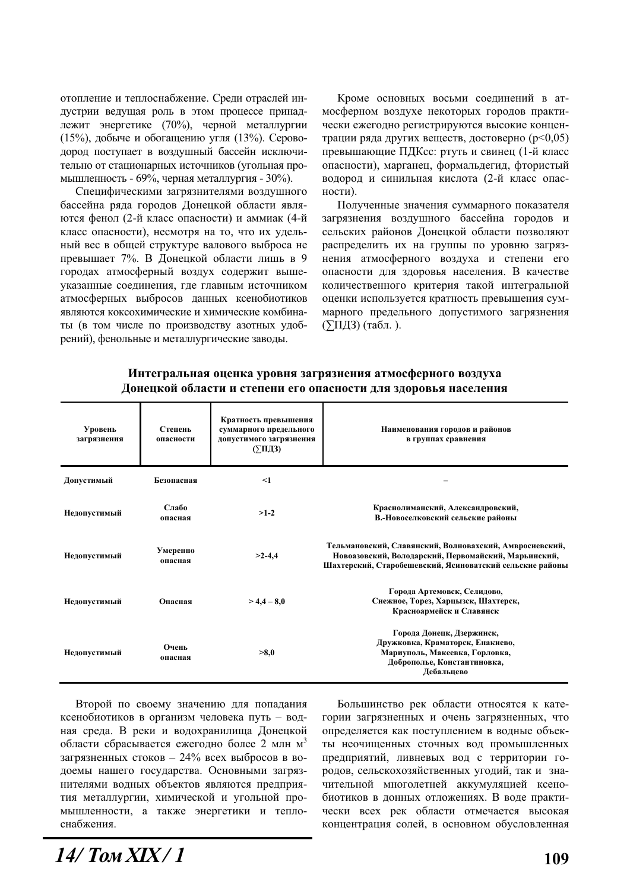отопление и теплоснабжение. Среди отраслей индустрии ведущая роль в этом процессе принадлежит энергетике (70%), черной металлургии (15%), добыче и обогащению угля (13%). Сероводород поступает в воздушный бассейн исключительно от стационарных источников (угольная промышленность - 69%, черная металлургия - 30%).

Специфическими загрязнителями воздушного бассейна ряда городов Донецкой области являются фенол (2-й класс опасности) и аммиак (4-й класс опасности), несмотря на то, что их удельный вес в общей структуре валового выброса не превышает 7%. В Донецкой области лишь в 9 городах атмосферный воздух содержит вышеуказанные соединения, где главным источником атмосферных выбросов данных ксенобиотиков являются коксохимические и химические комбинаты (в том числе по производству азотных удобрений), фенольные и металлургические заводы.

Кроме основных восьми соединений в атмосферном воздухе некоторых городов практически ежегодно регистрируются высокие концентрации ряда других веществ, достоверно ($p<0,05$) превышающие ПДКсс: ртуть и свинец (1-й класс опасности), марганец, формальдегид, фтористый водород и синильная кислота (2-й класс опасности).

Полученные значения суммарного показателя загрязнения воздушного бассейна городов и сельских районов Донецкой области позволяют распределить их на группы по уровню загрязнения атмосферного воздуха и степени его опасности для здоровья населения. В качестве количественного критерия такой интегральной оценки используется кратность превышения суммарного предельного допустимого загрязнения (∑ПДЗ) (табл. ).

**Интегральная оценка уровня загрязнения атмосферного воздуха Донецкой области и степени его опасности для здоровья населения**

| Уровень загрязнения | Степень опасности | Кратность превышения суммарного предельного допустимого загрязнения (∑ПДЗ) | Наименования городов и районов в группах сравнения |
|---|---|---|---|
| Допустимый | Безопасная | <1 | – |
| Недопустимый | Слабо опасная | >1-2 | Краснолиманский, Александровский, В.-Новоселковский сельские районы |
| Недопустимый | Умеренно опасная | >2-4,4 | Тельмановский, Славянский, Волновахский, Амвросиевский, Новоазовский, Володарский, Первомайский, Марьинский, Шахтерский, Старобешевский, Ясиноватский сельские районы |
| Недопустимый | Опасная | > 4,4 – 8,0 | Города Артемовск, Селидово, Снежное, Торез, Харцызск, Шахтерск, Красноармейск и Славянск |
| Недопустимый | Очень опасная | >8,0 | Города Донецк, Дзержинск, Дружковка, Краматорск, Енакиево, Мариуполь, Макеевка, Горловка, Доброполье, Константиновка, Дебальцево |

Второй по своему значению для попадания ксенобиотиков в организм человека путь – водная среда. В реки и водохранилища Донецкой области сбрасывается ежегодно более 2 млн м$^3$ загрязненных стоков – 24% всех выбросов в водоемы нашего государства. Основными загрязнителями водных объектов являются предприятия металлургии, химической и угольной промышленности, а также энергетики и теплоснабжения.

Большинство рек области относятся к категории загрязненных и очень загрязненных, что определяется как поступлением в водные объекты неочищенных сточных вод промышленных предприятий, ливневых вод с территории городов, сельскохозяйственных угодий, так и значительной многолетней аккумуляцией ксенобиотиков в донных отложениях. В воде практически всех рек области отмечается высокая концентрация солей, в основном обусловленная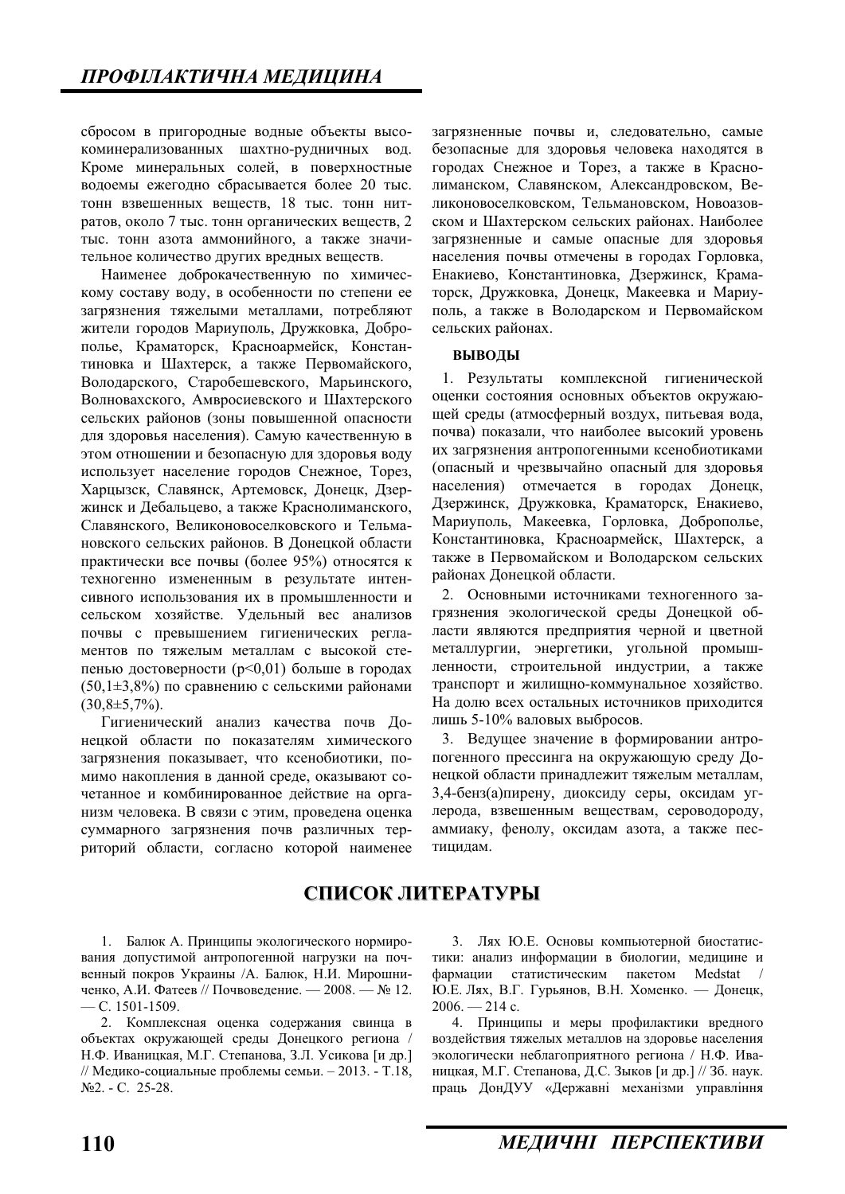сбросом в пригородные водные объекты высокоминерализованных шахтно-рудничных вод. Кроме минеральных солей, в поверхностные водоемы ежегодно сбрасывается более 20 тыс. тонн взвешенных веществ, 18 тыс. тонн нитратов, около 7 тыс. тонн органических веществ, 2 тыс. тонн азота аммонийного, а также значительное количество других вредных веществ.

Наименее доброкачественную по химическому составу воду, в особенности по степени ее загрязнения тяжелыми металлами, потребляют жители городов Мариуполь, Дружковка, Доброполье, Краматорск, Красноармейск, Константиновка и Шахтерск, а также Первомайского, Володарского, Старобешевского, Марьинского, Волновахского, Амвросиевского и Шахтерского сельских районов (зоны повышенной опасности для здоровья населения). Самую качественную в этом отношении и безопасную для здоровья воду использует население городов Снежное, Торез, Харцызск, Славянск, Артемовск, Донецк, Дзержинск и Дебальцево, а также Краснолиманского, Славянского, Великоновоселковского и Тельмановского сельских районов. В Донецкой области практически все почвы (более 95%) относятся к техногенно измененным в результате интенсивного использования их в промышленности и сельском хозяйстве. Удельный вес анализов почвы с превышением гигиенических регламентов по тяжелым металлам с высокой степенью достоверности ($p<0,01$) больше в городах ($50,1\pm3,8\%$) по сравнению с сельскими районами ($30,8\pm5,7\%$).

Гигиенический анализ качества почв Донецкой области по показателям химического загрязнения показывает, что ксенобиотики, помимо накопления в данной среде, оказывают сочетанное и комбинированное действие на организм человека. В связи с этим, проведена оценка суммарного загрязнения почв различных территорий области, согласно которой наименее загрязненные почвы и, следовательно, самые безопасные для здоровья человека находятся в городах Снежное и Торез, а также в Краснолиманском, Славянском, Александровском, Великоновоселковском, Тельмановском, Новоазовском и Шахтерском сельских районах. Наиболее загрязненные и самые опасные для здоровья населения почвы отмечены в городах Горловка, Енакиево, Константиновка, Дзержинск, Краматорск, Дружковка, Донецк, Макеевка и Мариуполь, а также в Володарском и Первомайском сельских районах.

**ВЫВОДЫ**

1. Результаты комплексной гигиенической оценки состояния основных объектов окружающей среды (атмосферный воздух, питьевая вода, почва) показали, что наиболее высокий уровень их загрязнения антропогенными ксенобиотиками (опасный и чрезвычайно опасный для здоровья населения) отмечается в городах Донецк, Дзержинск, Дружковка, Краматорск, Енакиево, Мариуполь, Макеевка, Горловка, Доброполье, Константиновка, Красноармейск, Шахтерск, а также в Первомайском и Володарском сельских районах Донецкой области.

2. Основными источниками техногенного загрязнения экологической среды Донецкой области являются предприятия черной и цветной металлургии, энергетики, угольной промышленности, строительной индустрии, а также транспорт и жилищно-коммунальное хозяйство. На долю всех остальных источников приходится лишь 5-10% валовых выбросов.

3. Ведущее значение в формировании антропогенного прессинга на окружающую среду Донецкой области принадлежит тяжелым металлам, 3,4-бенз(а)пирену, диоксиду серы, оксидам углерода, взвешенным веществам, сероводороду, аммиаку, фенолу, оксидам азота, а также пестицидам.

## СПИСОК ЛИТЕРАТУРЫ

1. Балюк А. Принципы экологического нормирования допустимой антропогенной нагрузки на почвенный покров Украины /А. Балюк, Н.И. Мирошниченко, А.И. Фатеев // Почвоведение. — 2008. — № 12. — С. 1501-1509.
2. Комплексная оценка содержания свинца в объектах окружающей среды Донецкого региона / Н.Ф. Иваницкая, М.Г. Степанова, З.Л. Усикова [и др.] // Медико-социальные проблемы семьи. – 2013. - Т.18, №2. - С. 25-28.
3. Лях Ю.Е. Основы компьютерной биостатистики: анализ информации в биологии, медицине и фармации статистическим пакетом Medstat / Ю.Е. Лях, В.Г. Гурьянов, В.Н. Хоменко. — Донецк, 2006. — 214 с.
4. Принципы и меры профилактики вредного воздействия тяжелых металлов на здоровье населения экологически неблагоприятного региона / Н.Ф. Иваницкая, М.Г. Степанова, Д.С. Зыков [и др.] // Зб. наук. праць ДонДУУ «Державні механізми управління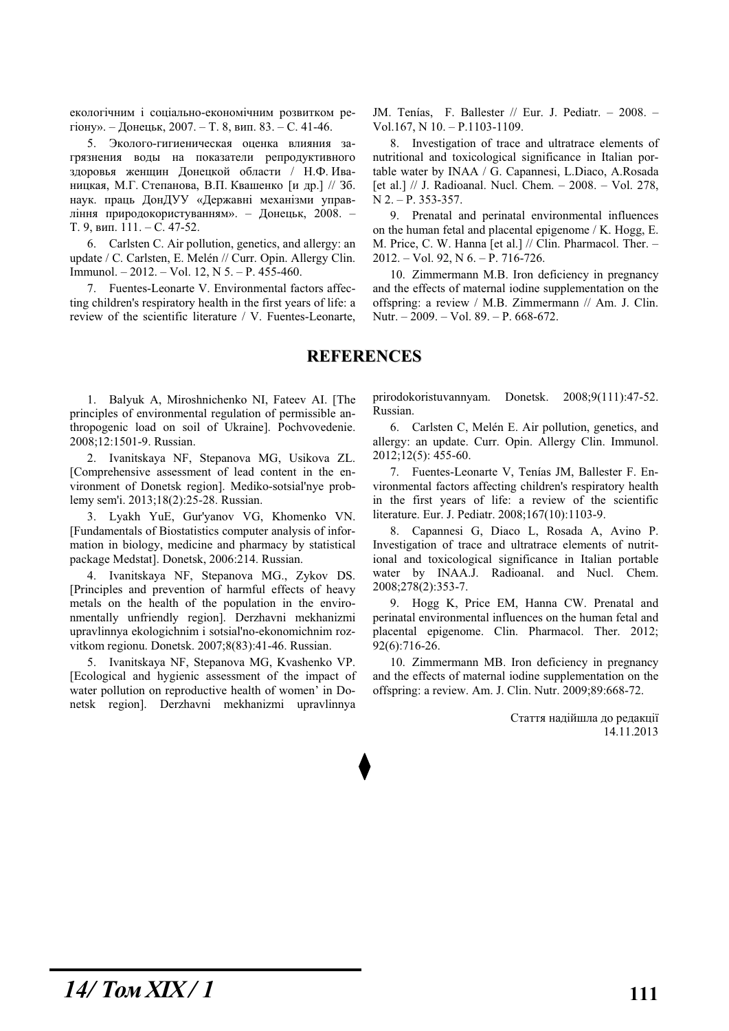екологічним і соціально-економічним розвитком регіону». – Донецьк, 2007. – Т. 8, вип. 83. – С. 41-46.

5. Эколого-гигиеническая оценка влияния загрязнения воды на показатели репродуктивного здоровья женщин Донецкой области / Н.Ф. Иваницкая, М.Г. Степанова, В.П. Квашенко [и др.] // Зб. наук. праць ДонДУУ «Державні механізми управління природокористуванням». – Донецьк, 2008. – Т. 9, вип. 111. – С. 47-52.

6. Carlsten C. Air pollution, genetics, and allergy: an update / C. Carlsten, E. Melén // Curr. Opin. Allergy Clin. Immunol. – 2012. – Vol. 12, N 5. – P. 455-460.

7. Fuentes-Leonarte V. Environmental factors affecting children's respiratory health in the first years of life: a review of the scientific literature / V. Fuentes-Leonarte, JM. Tenías, F. Ballester // Eur. J. Pediatr. – 2008. – Vol.167, N 10. – P.1103-1109.

8. Investigation of trace and ultratrace elements of nutritional and toxicological significance in Italian portable water by INAA / G. Capannesi, L.Diaco, A.Rosada [et al.] // J. Radioanal. Nucl. Chem. – 2008. – Vol. 278, N 2. – P. 353-357.

9. Prenatal and perinatal environmental influences on the human fetal and placental epigenome / K. Hogg, E. M. Price, C. W. Hanna [et al.] // Clin. Pharmacol. Ther. – 2012. – Vol. 92, N 6. – P. 716-726.

10. Zimmermann M.B. Iron deficiency in pregnancy and the effects of maternal iodine supplementation on the offspring: a review / M.B. Zimmermann // Am. J. Clin. Nutr. – 2009. – Vol. 89. – P. 668-672.

## REFERENCES

1. Balyuk A, Miroshnichenko NI, Fateev AI. [The principles of environmental regulation of permissible anthropogenic load on soil of Ukraine]. Pochvovedenie. 2008;12:1501-9. Russian.

2. Ivanitskaya NF, Stepanova MG, Usikova ZL. [Comprehensive assessment of lead content in the environment of Donetsk region]. Mediko-sotsial'nye problemy sem'i. 2013;18(2):25-28. Russian.

3. Lyakh YuE, Gur'yanov VG, Khomenko VN. [Fundamentals of Biostatistics computer analysis of information in biology, medicine and pharmacy by statistical package Medstat]. Donetsk, 2006:214. Russian.

4. Ivanitskaya NF, Stepanova MG., Zykov DS. [Principles and prevention of harmful effects of heavy metals on the health of the population in the environmentally unfriendly region]. Derzhavni mekhanizmi upravlinnya ekologichnim i sotsial'no-ekonomichnim rozvitkom regionu. Donetsk. 2007;8(83):41-46. Russian.

5. Ivanitskaya NF, Stepanova MG, Kvashenko VP. [Ecological and hygienic assessment of the impact of water pollution on reproductive health of women' in Donetsk region]. Derzhavni mekhanizmi upravlinnya prirodokoristuvannyam. Donetsk. 2008;9(111):47-52. Russian.

6. Carlsten C, Melén E. Air pollution, genetics, and allergy: an update. Curr. Opin. Allergy Clin. Immunol. 2012;12(5): 455-60.

7. Fuentes-Leonarte V, Tenías JM, Ballester F. Environmental factors affecting children's respiratory health in the first years of life: a review of the scientific literature. Eur. J. Pediatr. 2008;167(10):1103-9.

8. Capannesi G, Diaco L, Rosada A, Avino P. Investigation of trace and ultratrace elements of nutritional and toxicological significance in Italian portable water by INAA.J. Radioanal. and Nucl. Chem. 2008;278(2):353-7.

9. Hogg K, Price EM, Hanna CW. Prenatal and perinatal environmental influences on the human fetal and placental epigenome. Clin. Pharmacol. Ther. 2012; 92(6):716-26.

10. Zimmermann MB. Iron deficiency in pregnancy and the effects of maternal iodine supplementation on the offspring: a review. Am. J. Clin. Nutr. 2009;89:668-72.

Стаття надійшла до редакції
14.11.2013